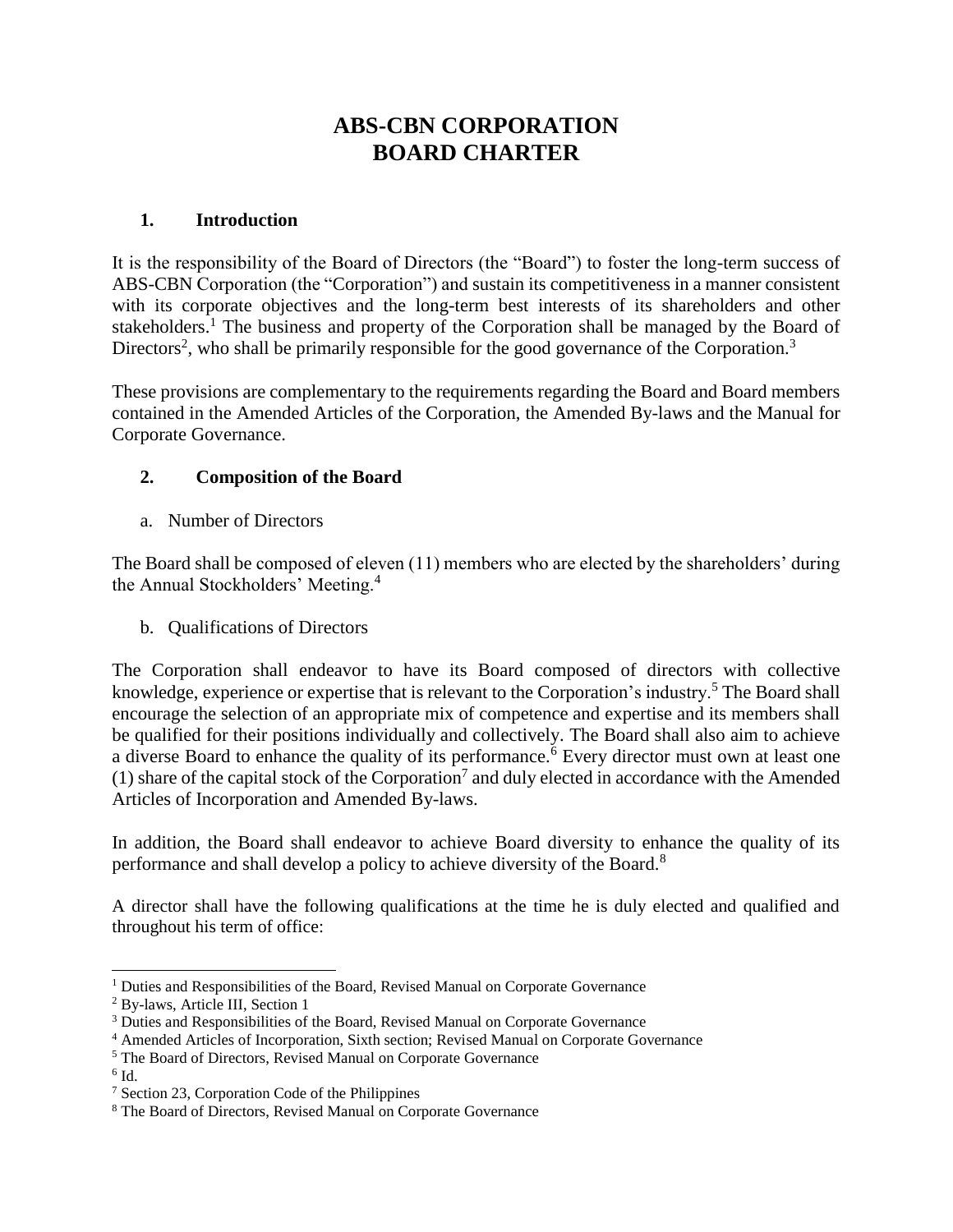# ABS-CBN CORPORATION
# BOARD CHARTER

## 1. Introduction

It is the responsibility of the Board of Directors (the "Board") to foster the long-term success of ABS-CBN Corporation (the "Corporation") and sustain its competitiveness in a manner consistent with its corporate objectives and the long-term best interests of its shareholders and other stakeholders.[1] The business and property of the Corporation shall be managed by the Board of Directors[2], who shall be primarily responsible for the good governance of the Corporation.[3]

These provisions are complementary to the requirements regarding the Board and Board members contained in the Amended Articles of the Corporation, the Amended By-laws and the Manual for Corporate Governance.

## 2. Composition of the Board

a. Number of Directors

The Board shall be composed of eleven (11) members who are elected by the shareholders' during the Annual Stockholders' Meeting.[4]

b. Qualifications of Directors

The Corporation shall endeavor to have its Board composed of directors with collective knowledge, experience or expertise that is relevant to the Corporation's industry.[5] The Board shall encourage the selection of an appropriate mix of competence and expertise and its members shall be qualified for their positions individually and collectively. The Board shall also aim to achieve a diverse Board to enhance the quality of its performance.[6] Every director must own at least one (1) share of the capital stock of the Corporation[7] and duly elected in accordance with the Amended Articles of Incorporation and Amended By-laws.

In addition, the Board shall endeavor to achieve Board diversity to enhance the quality of its performance and shall develop a policy to achieve diversity of the Board.[8]

A director shall have the following qualifications at the time he is duly elected and qualified and throughout his term of office:

---

[1] Duties and Responsibilities of the Board, Revised Manual on Corporate Governance
[2] By-laws, Article III, Section 1
[3] Duties and Responsibilities of the Board, Revised Manual on Corporate Governance
[4] Amended Articles of Incorporation, Sixth section; Revised Manual on Corporate Governance
[5] The Board of Directors, Revised Manual on Corporate Governance
[6] Id.
[7] Section 23, Corporation Code of the Philippines
[8] The Board of Directors, Revised Manual on Corporate Governance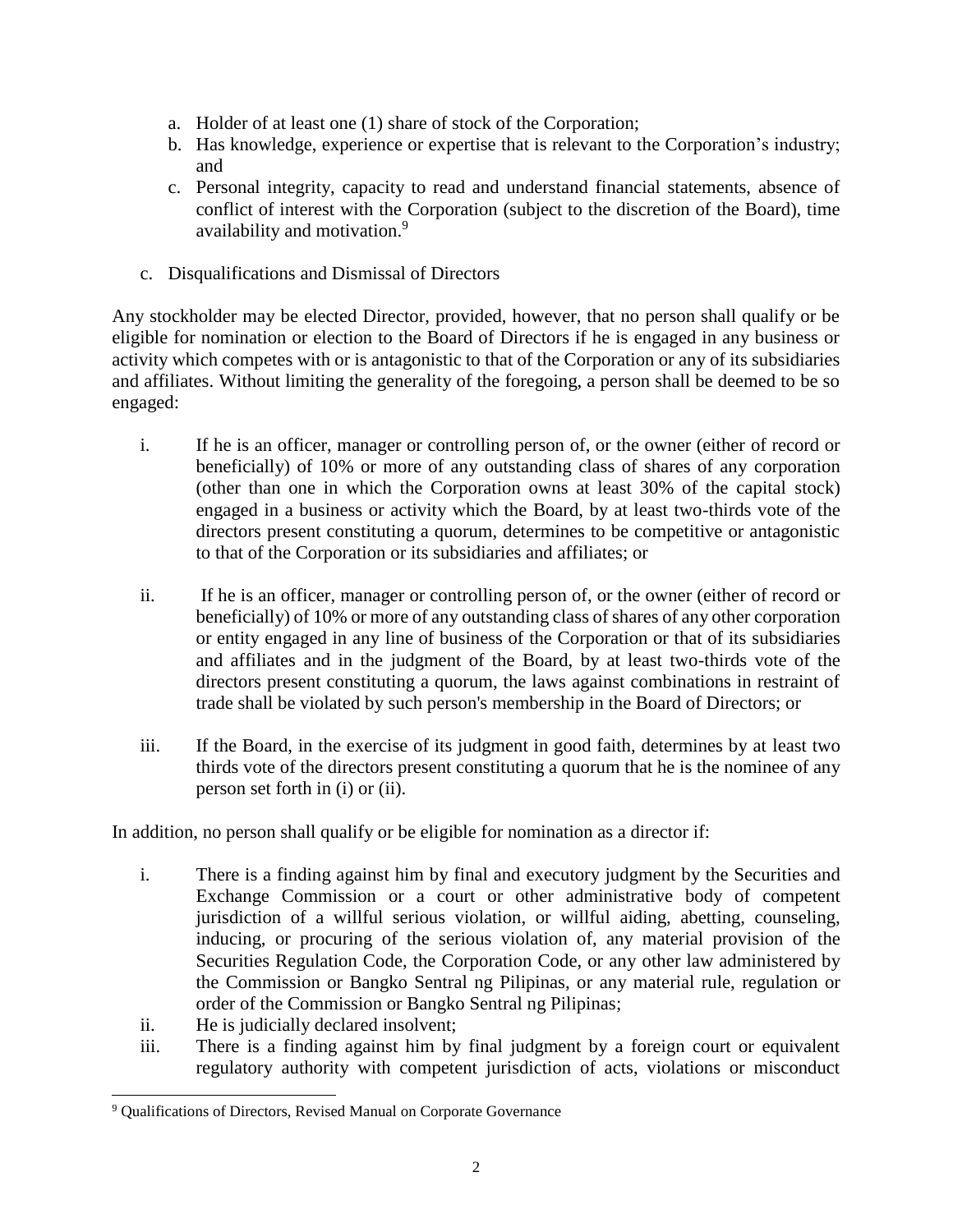a. Holder of at least one (1) share of stock of the Corporation;
b. Has knowledge, experience or expertise that is relevant to the Corporation's industry; and
c. Personal integrity, capacity to read and understand financial statements, absence of conflict of interest with the Corporation (subject to the discretion of the Board), time availability and motivation.[9]

c. Disqualifications and Dismissal of Directors

Any stockholder may be elected Director, provided, however, that no person shall qualify or be eligible for nomination or election to the Board of Directors if he is engaged in any business or activity which competes with or is antagonistic to that of the Corporation or any of its subsidiaries and affiliates. Without limiting the generality of the foregoing, a person shall be deemed to be so engaged:

i. If he is an officer, manager or controlling person of, or the owner (either of record or beneficially) of 10% or more of any outstanding class of shares of any corporation (other than one in which the Corporation owns at least 30% of the capital stock) engaged in a business or activity which the Board, by at least two-thirds vote of the directors present constituting a quorum, determines to be competitive or antagonistic to that of the Corporation or its subsidiaries and affiliates; or

ii. If he is an officer, manager or controlling person of, or the owner (either of record or beneficially) of 10% or more of any outstanding class of shares of any other corporation or entity engaged in any line of business of the Corporation or that of its subsidiaries and affiliates and in the judgment of the Board, by at least two-thirds vote of the directors present constituting a quorum, the laws against combinations in restraint of trade shall be violated by such person's membership in the Board of Directors; or

iii. If the Board, in the exercise of its judgment in good faith, determines by at least two thirds vote of the directors present constituting a quorum that he is the nominee of any person set forth in (i) or (ii).

In addition, no person shall qualify or be eligible for nomination as a director if:

i. There is a finding against him by final and executory judgment by the Securities and Exchange Commission or a court or other administrative body of competent jurisdiction of a willful serious violation, or willful aiding, abetting, counseling, inducing, or procuring of the serious violation of, any material provision of the Securities Regulation Code, the Corporation Code, or any other law administered by the Commission or Bangko Sentral ng Pilipinas, or any material rule, regulation or order of the Commission or Bangko Sentral ng Pilipinas;
ii. He is judicially declared insolvent;
iii. There is a finding against him by final judgment by a foreign court or equivalent regulatory authority with competent jurisdiction of acts, violations or misconduct

[9] Qualifications of Directors, Revised Manual on Corporate Governance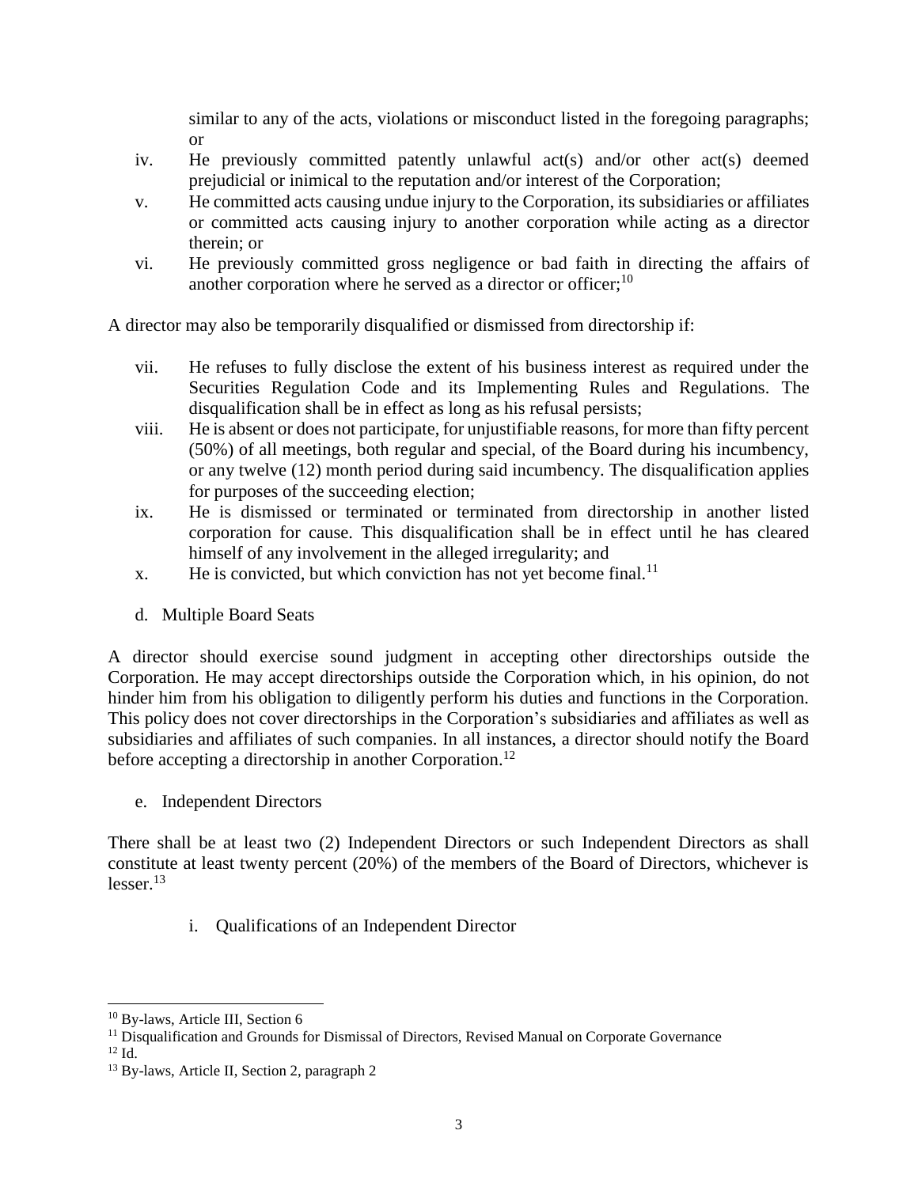similar to any of the acts, violations or misconduct listed in the foregoing paragraphs; or

iv. He previously committed patently unlawful act(s) and/or other act(s) deemed prejudicial or inimical to the reputation and/or interest of the Corporation;

v. He committed acts causing undue injury to the Corporation, its subsidiaries or affiliates or committed acts causing injury to another corporation while acting as a director therein; or

vi. He previously committed gross negligence or bad faith in directing the affairs of another corporation where he served as a director or officer;[10]

A director may also be temporarily disqualified or dismissed from directorship if:

vii. He refuses to fully disclose the extent of his business interest as required under the Securities Regulation Code and its Implementing Rules and Regulations. The disqualification shall be in effect as long as his refusal persists;

viii. He is absent or does not participate, for unjustifiable reasons, for more than fifty percent (50%) of all meetings, both regular and special, of the Board during his incumbency, or any twelve (12) month period during said incumbency. The disqualification applies for purposes of the succeeding election;

ix. He is dismissed or terminated or terminated from directorship in another listed corporation for cause. This disqualification shall be in effect until he has cleared himself of any involvement in the alleged irregularity; and

x. He is convicted, but which conviction has not yet become final.[11]

d. Multiple Board Seats

A director should exercise sound judgment in accepting other directorships outside the Corporation. He may accept directorships outside the Corporation which, in his opinion, do not hinder him from his obligation to diligently perform his duties and functions in the Corporation. This policy does not cover directorships in the Corporation's subsidiaries and affiliates as well as subsidiaries and affiliates of such companies. In all instances, a director should notify the Board before accepting a directorship in another Corporation.[12]

e. Independent Directors

There shall be at least two (2) Independent Directors or such Independent Directors as shall constitute at least twenty percent (20%) of the members of the Board of Directors, whichever is lesser.[13]

i. Qualifications of an Independent Director

---

[10] By-laws, Article III, Section 6

[11] Disqualification and Grounds for Dismissal of Directors, Revised Manual on Corporate Governance

[12] Id.

[13] By-laws, Article II, Section 2, paragraph 2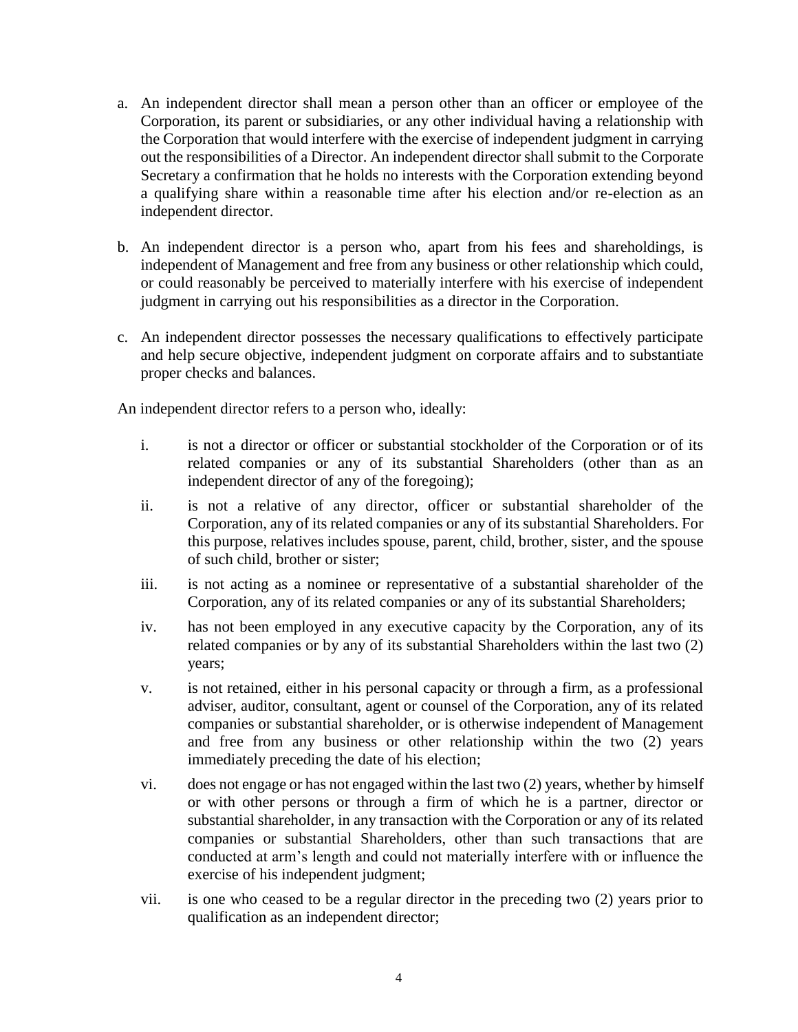a. An independent director shall mean a person other than an officer or employee of the Corporation, its parent or subsidiaries, or any other individual having a relationship with the Corporation that would interfere with the exercise of independent judgment in carrying out the responsibilities of a Director. An independent director shall submit to the Corporate Secretary a confirmation that he holds no interests with the Corporation extending beyond a qualifying share within a reasonable time after his election and/or re-election as an independent director.

b. An independent director is a person who, apart from his fees and shareholdings, is independent of Management and free from any business or other relationship which could, or could reasonably be perceived to materially interfere with his exercise of independent judgment in carrying out his responsibilities as a director in the Corporation.

c. An independent director possesses the necessary qualifications to effectively participate and help secure objective, independent judgment on corporate affairs and to substantiate proper checks and balances.

An independent director refers to a person who, ideally:

i. is not a director or officer or substantial stockholder of the Corporation or of its related companies or any of its substantial Shareholders (other than as an independent director of any of the foregoing);

ii. is not a relative of any director, officer or substantial shareholder of the Corporation, any of its related companies or any of its substantial Shareholders. For this purpose, relatives includes spouse, parent, child, brother, sister, and the spouse of such child, brother or sister;

iii. is not acting as a nominee or representative of a substantial shareholder of the Corporation, any of its related companies or any of its substantial Shareholders;

iv. has not been employed in any executive capacity by the Corporation, any of its related companies or by any of its substantial Shareholders within the last two (2) years;

v. is not retained, either in his personal capacity or through a firm, as a professional adviser, auditor, consultant, agent or counsel of the Corporation, any of its related companies or substantial shareholder, or is otherwise independent of Management and free from any business or other relationship within the two (2) years immediately preceding the date of his election;

vi. does not engage or has not engaged within the last two (2) years, whether by himself or with other persons or through a firm of which he is a partner, director or substantial shareholder, in any transaction with the Corporation or any of its related companies or substantial Shareholders, other than such transactions that are conducted at arm's length and could not materially interfere with or influence the exercise of his independent judgment;

vii. is one who ceased to be a regular director in the preceding two (2) years prior to qualification as an independent director;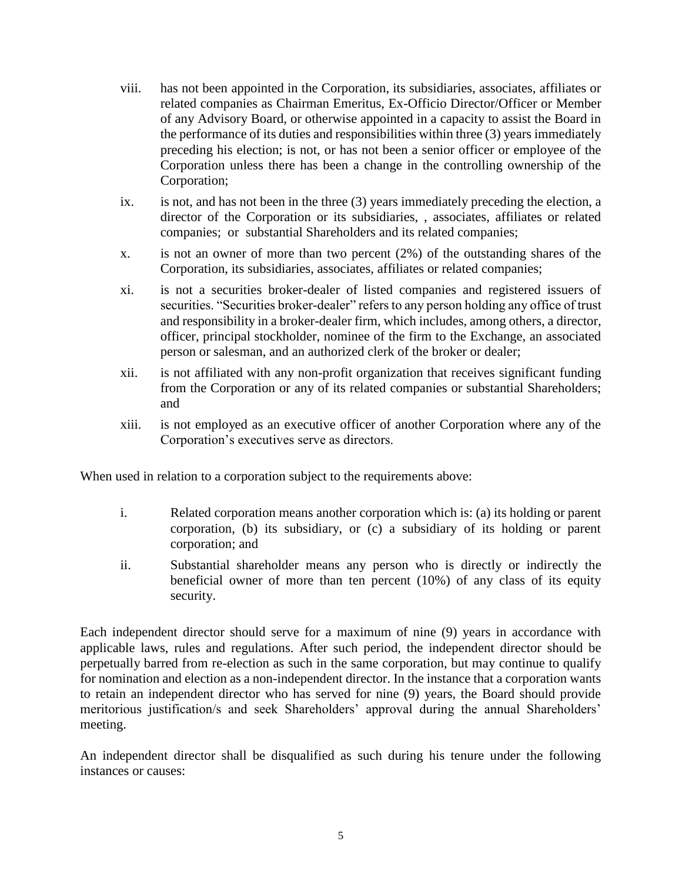viii. has not been appointed in the Corporation, its subsidiaries, associates, affiliates or related companies as Chairman Emeritus, Ex-Officio Director/Officer or Member of any Advisory Board, or otherwise appointed in a capacity to assist the Board in the performance of its duties and responsibilities within three (3) years immediately preceding his election; is not, or has not been a senior officer or employee of the Corporation unless there has been a change in the controlling ownership of the Corporation;

ix. is not, and has not been in the three (3) years immediately preceding the election, a director of the Corporation or its subsidiaries, , associates, affiliates or related companies; or substantial Shareholders and its related companies;

x. is not an owner of more than two percent (2%) of the outstanding shares of the Corporation, its subsidiaries, associates, affiliates or related companies;

xi. is not a securities broker-dealer of listed companies and registered issuers of securities. "Securities broker-dealer" refers to any person holding any office of trust and responsibility in a broker-dealer firm, which includes, among others, a director, officer, principal stockholder, nominee of the firm to the Exchange, an associated person or salesman, and an authorized clerk of the broker or dealer;

xii. is not affiliated with any non-profit organization that receives significant funding from the Corporation or any of its related companies or substantial Shareholders; and

xiii. is not employed as an executive officer of another Corporation where any of the Corporation's executives serve as directors.

When used in relation to a corporation subject to the requirements above:

i. Related corporation means another corporation which is: (a) its holding or parent corporation, (b) its subsidiary, or (c) a subsidiary of its holding or parent corporation; and

ii. Substantial shareholder means any person who is directly or indirectly the beneficial owner of more than ten percent (10%) of any class of its equity security.

Each independent director should serve for a maximum of nine (9) years in accordance with applicable laws, rules and regulations. After such period, the independent director should be perpetually barred from re-election as such in the same corporation, but may continue to qualify for nomination and election as a non-independent director. In the instance that a corporation wants to retain an independent director who has served for nine (9) years, the Board should provide meritorious justification/s and seek Shareholders' approval during the annual Shareholders' meeting.

An independent director shall be disqualified as such during his tenure under the following instances or causes: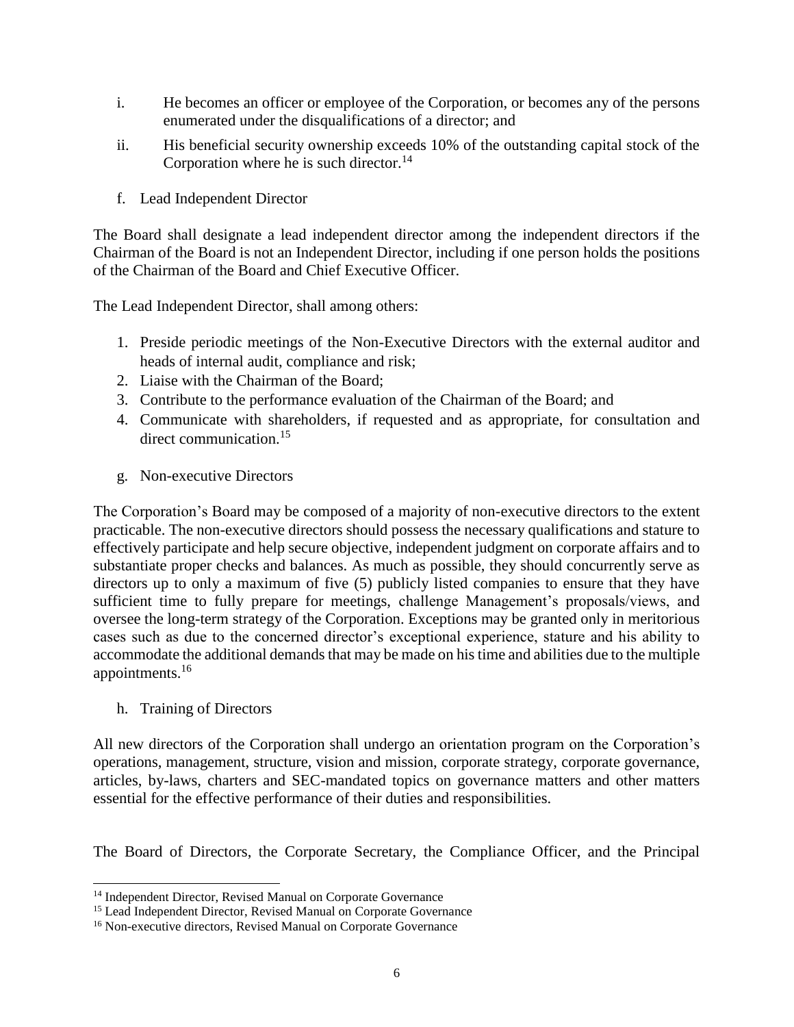i. He becomes an officer or employee of the Corporation, or becomes any of the persons enumerated under the disqualifications of a director; and

ii. His beneficial security ownership exceeds 10% of the outstanding capital stock of the Corporation where he is such director.[14]

f. Lead Independent Director

The Board shall designate a lead independent director among the independent directors if the Chairman of the Board is not an Independent Director, including if one person holds the positions of the Chairman of the Board and Chief Executive Officer.

The Lead Independent Director, shall among others:

1. Preside periodic meetings of the Non-Executive Directors with the external auditor and heads of internal audit, compliance and risk;
2. Liaise with the Chairman of the Board;
3. Contribute to the performance evaluation of the Chairman of the Board; and
4. Communicate with shareholders, if requested and as appropriate, for consultation and direct communication.[15]

g. Non-executive Directors

The Corporation's Board may be composed of a majority of non-executive directors to the extent practicable. The non-executive directors should possess the necessary qualifications and stature to effectively participate and help secure objective, independent judgment on corporate affairs and to substantiate proper checks and balances. As much as possible, they should concurrently serve as directors up to only a maximum of five (5) publicly listed companies to ensure that they have sufficient time to fully prepare for meetings, challenge Management's proposals/views, and oversee the long-term strategy of the Corporation. Exceptions may be granted only in meritorious cases such as due to the concerned director's exceptional experience, stature and his ability to accommodate the additional demands that may be made on his time and abilities due to the multiple appointments.[16]

h. Training of Directors

All new directors of the Corporation shall undergo an orientation program on the Corporation's operations, management, structure, vision and mission, corporate strategy, corporate governance, articles, by-laws, charters and SEC-mandated topics on governance matters and other matters essential for the effective performance of their duties and responsibilities.

The Board of Directors, the Corporate Secretary, the Compliance Officer, and the Principal

[14] Independent Director, Revised Manual on Corporate Governance
[15] Lead Independent Director, Revised Manual on Corporate Governance
[16] Non-executive directors, Revised Manual on Corporate Governance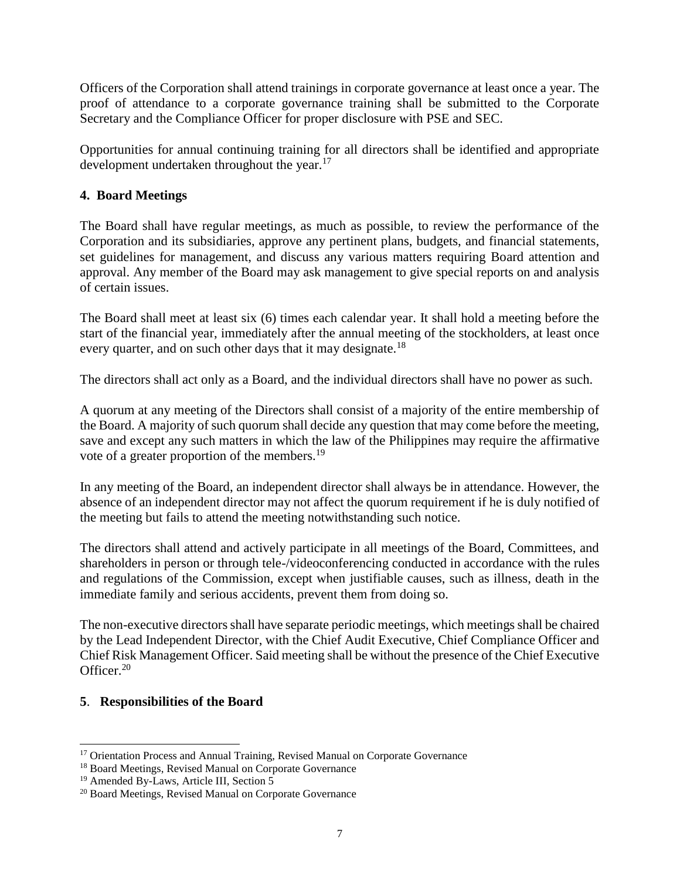Officers of the Corporation shall attend trainings in corporate governance at least once a year. The proof of attendance to a corporate governance training shall be submitted to the Corporate Secretary and the Compliance Officer for proper disclosure with PSE and SEC.

Opportunities for annual continuing training for all directors shall be identified and appropriate development undertaken throughout the year.[17]

**4. Board Meetings**

The Board shall have regular meetings, as much as possible, to review the performance of the Corporation and its subsidiaries, approve any pertinent plans, budgets, and financial statements, set guidelines for management, and discuss any various matters requiring Board attention and approval. Any member of the Board may ask management to give special reports on and analysis of certain issues.

The Board shall meet at least six (6) times each calendar year. It shall hold a meeting before the start of the financial year, immediately after the annual meeting of the stockholders, at least once every quarter, and on such other days that it may designate.[18]

The directors shall act only as a Board, and the individual directors shall have no power as such.

A quorum at any meeting of the Directors shall consist of a majority of the entire membership of the Board. A majority of such quorum shall decide any question that may come before the meeting, save and except any such matters in which the law of the Philippines may require the affirmative vote of a greater proportion of the members.[19]

In any meeting of the Board, an independent director shall always be in attendance. However, the absence of an independent director may not affect the quorum requirement if he is duly notified of the meeting but fails to attend the meeting notwithstanding such notice.

The directors shall attend and actively participate in all meetings of the Board, Committees, and shareholders in person or through tele-/videoconferencing conducted in accordance with the rules and regulations of the Commission, except when justifiable causes, such as illness, death in the immediate family and serious accidents, prevent them from doing so.

The non-executive directors shall have separate periodic meetings, which meetings shall be chaired by the Lead Independent Director, with the Chief Audit Executive, Chief Compliance Officer and Chief Risk Management Officer. Said meeting shall be without the presence of the Chief Executive Officer.[20]

**5. Responsibilities of the Board**

---

[17] Orientation Process and Annual Training, Revised Manual on Corporate Governance
[18] Board Meetings, Revised Manual on Corporate Governance
[19] Amended By-Laws, Article III, Section 5
[20] Board Meetings, Revised Manual on Corporate Governance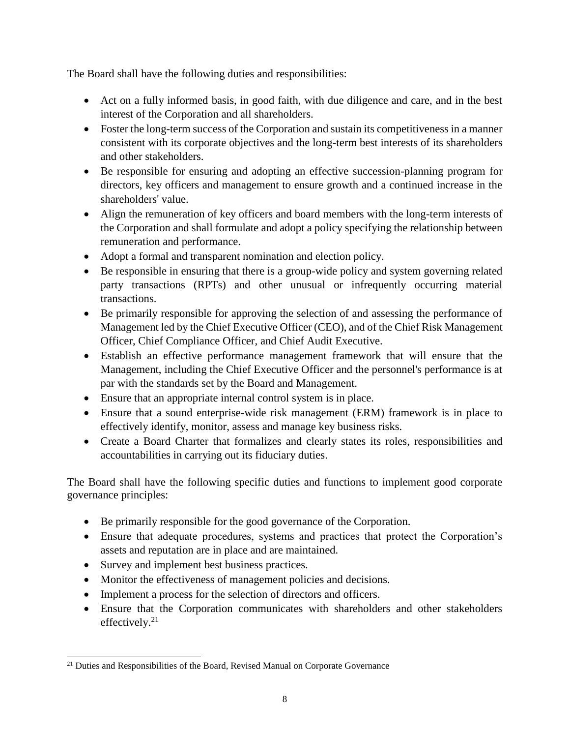The Board shall have the following duties and responsibilities:

- Act on a fully informed basis, in good faith, with due diligence and care, and in the best interest of the Corporation and all shareholders.
- Foster the long-term success of the Corporation and sustain its competitiveness in a manner consistent with its corporate objectives and the long-term best interests of its shareholders and other stakeholders.
- Be responsible for ensuring and adopting an effective succession-planning program for directors, key officers and management to ensure growth and a continued increase in the shareholders' value.
- Align the remuneration of key officers and board members with the long-term interests of the Corporation and shall formulate and adopt a policy specifying the relationship between remuneration and performance.
- Adopt a formal and transparent nomination and election policy.
- Be responsible in ensuring that there is a group-wide policy and system governing related party transactions (RPTs) and other unusual or infrequently occurring material transactions.
- Be primarily responsible for approving the selection of and assessing the performance of Management led by the Chief Executive Officer (CEO), and of the Chief Risk Management Officer, Chief Compliance Officer, and Chief Audit Executive.
- Establish an effective performance management framework that will ensure that the Management, including the Chief Executive Officer and the personnel's performance is at par with the standards set by the Board and Management.
- Ensure that an appropriate internal control system is in place.
- Ensure that a sound enterprise-wide risk management (ERM) framework is in place to effectively identify, monitor, assess and manage key business risks.
- Create a Board Charter that formalizes and clearly states its roles, responsibilities and accountabilities in carrying out its fiduciary duties.

The Board shall have the following specific duties and functions to implement good corporate governance principles:

- Be primarily responsible for the good governance of the Corporation.
- Ensure that adequate procedures, systems and practices that protect the Corporation's assets and reputation are in place and are maintained.
- Survey and implement best business practices.
- Monitor the effectiveness of management policies and decisions.
- Implement a process for the selection of directors and officers.
- Ensure that the Corporation communicates with shareholders and other stakeholders effectively.[21]

[21] Duties and Responsibilities of the Board, Revised Manual on Corporate Governance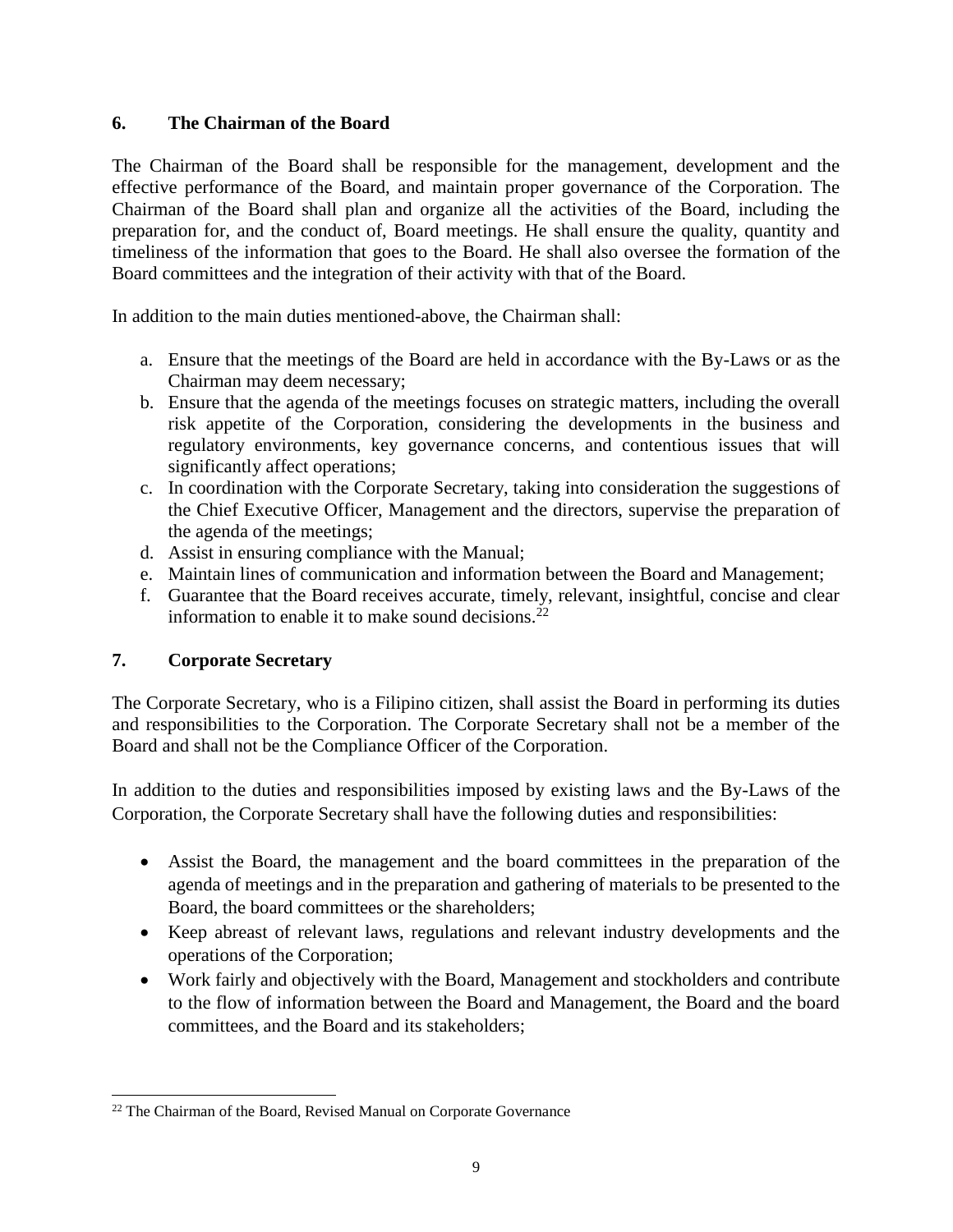## 6. The Chairman of the Board

The Chairman of the Board shall be responsible for the management, development and the effective performance of the Board, and maintain proper governance of the Corporation. The Chairman of the Board shall plan and organize all the activities of the Board, including the preparation for, and the conduct of, Board meetings. He shall ensure the quality, quantity and timeliness of the information that goes to the Board. He shall also oversee the formation of the Board committees and the integration of their activity with that of the Board.

In addition to the main duties mentioned-above, the Chairman shall:

a. Ensure that the meetings of the Board are held in accordance with the By-Laws or as the Chairman may deem necessary;
b. Ensure that the agenda of the meetings focuses on strategic matters, including the overall risk appetite of the Corporation, considering the developments in the business and regulatory environments, key governance concerns, and contentious issues that will significantly affect operations;
c. In coordination with the Corporate Secretary, taking into consideration the suggestions of the Chief Executive Officer, Management and the directors, supervise the preparation of the agenda of the meetings;
d. Assist in ensuring compliance with the Manual;
e. Maintain lines of communication and information between the Board and Management;
f. Guarantee that the Board receives accurate, timely, relevant, insightful, concise and clear information to enable it to make sound decisions.[22]

## 7. Corporate Secretary

The Corporate Secretary, who is a Filipino citizen, shall assist the Board in performing its duties and responsibilities to the Corporation. The Corporate Secretary shall not be a member of the Board and shall not be the Compliance Officer of the Corporation.

In addition to the duties and responsibilities imposed by existing laws and the By-Laws of the Corporation, the Corporate Secretary shall have the following duties and responsibilities:

- Assist the Board, the management and the board committees in the preparation of the agenda of meetings and in the preparation and gathering of materials to be presented to the Board, the board committees or the shareholders;
- Keep abreast of relevant laws, regulations and relevant industry developments and the operations of the Corporation;
- Work fairly and objectively with the Board, Management and stockholders and contribute to the flow of information between the Board and Management, the Board and the board committees, and the Board and its stakeholders;

[22] The Chairman of the Board, Revised Manual on Corporate Governance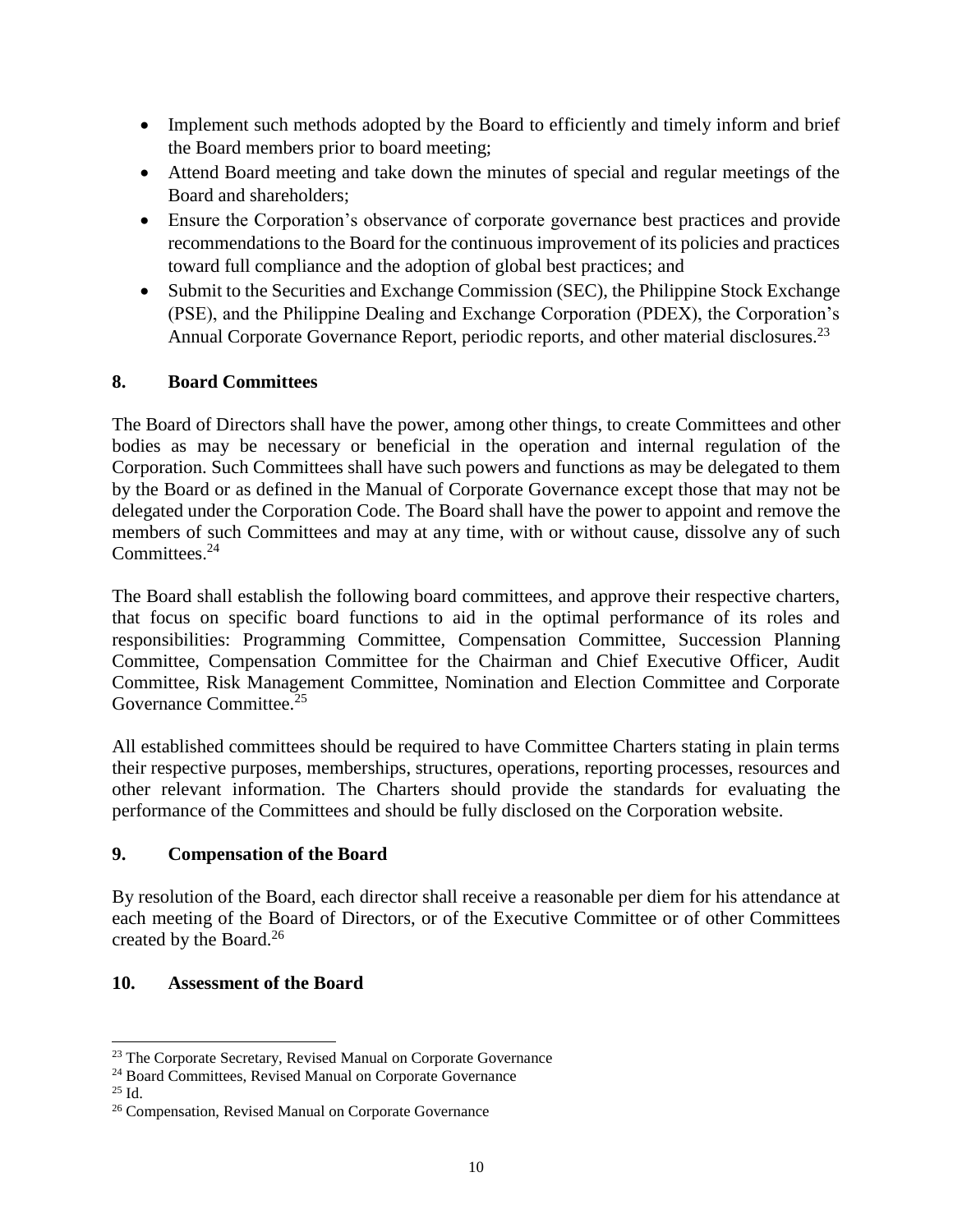- Implement such methods adopted by the Board to efficiently and timely inform and brief the Board members prior to board meeting;
- Attend Board meeting and take down the minutes of special and regular meetings of the Board and shareholders;
- Ensure the Corporation's observance of corporate governance best practices and provide recommendations to the Board for the continuous improvement of its policies and practices toward full compliance and the adoption of global best practices; and
- Submit to the Securities and Exchange Commission (SEC), the Philippine Stock Exchange (PSE), and the Philippine Dealing and Exchange Corporation (PDEX), the Corporation's Annual Corporate Governance Report, periodic reports, and other material disclosures.[23]

## 8. Board Committees

The Board of Directors shall have the power, among other things, to create Committees and other bodies as may be necessary or beneficial in the operation and internal regulation of the Corporation. Such Committees shall have such powers and functions as may be delegated to them by the Board or as defined in the Manual of Corporate Governance except those that may not be delegated under the Corporation Code. The Board shall have the power to appoint and remove the members of such Committees and may at any time, with or without cause, dissolve any of such Committees.[24]

The Board shall establish the following board committees, and approve their respective charters, that focus on specific board functions to aid in the optimal performance of its roles and responsibilities: Programming Committee, Compensation Committee, Succession Planning Committee, Compensation Committee for the Chairman and Chief Executive Officer, Audit Committee, Risk Management Committee, Nomination and Election Committee and Corporate Governance Committee.[25]

All established committees should be required to have Committee Charters stating in plain terms their respective purposes, memberships, structures, operations, reporting processes, resources and other relevant information. The Charters should provide the standards for evaluating the performance of the Committees and should be fully disclosed on the Corporation website.

## 9. Compensation of the Board

By resolution of the Board, each director shall receive a reasonable per diem for his attendance at each meeting of the Board of Directors, or of the Executive Committee or of other Committees created by the Board.[26]

## 10. Assessment of the Board

---

[23] The Corporate Secretary, Revised Manual on Corporate Governance
[24] Board Committees, Revised Manual on Corporate Governance
[25] Id.
[26] Compensation, Revised Manual on Corporate Governance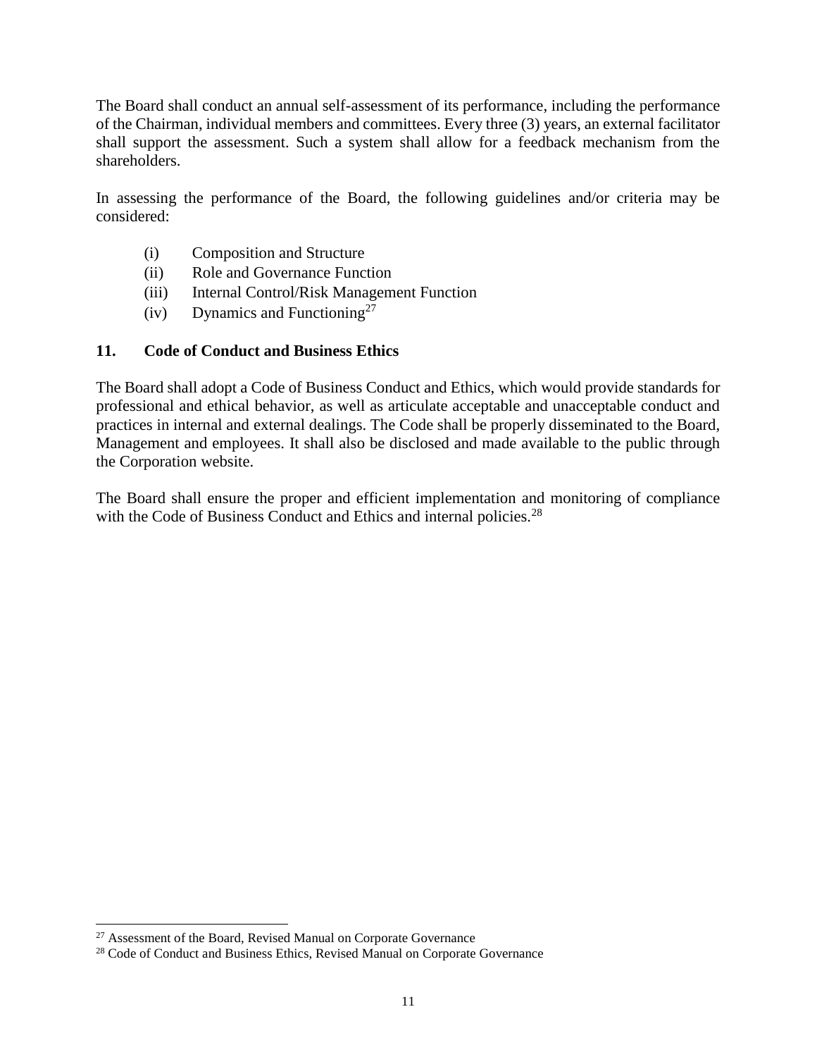The Board shall conduct an annual self-assessment of its performance, including the performance of the Chairman, individual members and committees. Every three (3) years, an external facilitator shall support the assessment. Such a system shall allow for a feedback mechanism from the shareholders.

In assessing the performance of the Board, the following guidelines and/or criteria may be considered:

(i) Composition and Structure
(ii) Role and Governance Function
(iii) Internal Control/Risk Management Function
(iv) Dynamics and Functioning[27]

## 11. Code of Conduct and Business Ethics

The Board shall adopt a Code of Business Conduct and Ethics, which would provide standards for professional and ethical behavior, as well as articulate acceptable and unacceptable conduct and practices in internal and external dealings. The Code shall be properly disseminated to the Board, Management and employees. It shall also be disclosed and made available to the public through the Corporation website.

The Board shall ensure the proper and efficient implementation and monitoring of compliance with the Code of Business Conduct and Ethics and internal policies.[28]

---

[27] Assessment of the Board, Revised Manual on Corporate Governance

[28] Code of Conduct and Business Ethics, Revised Manual on Corporate Governance